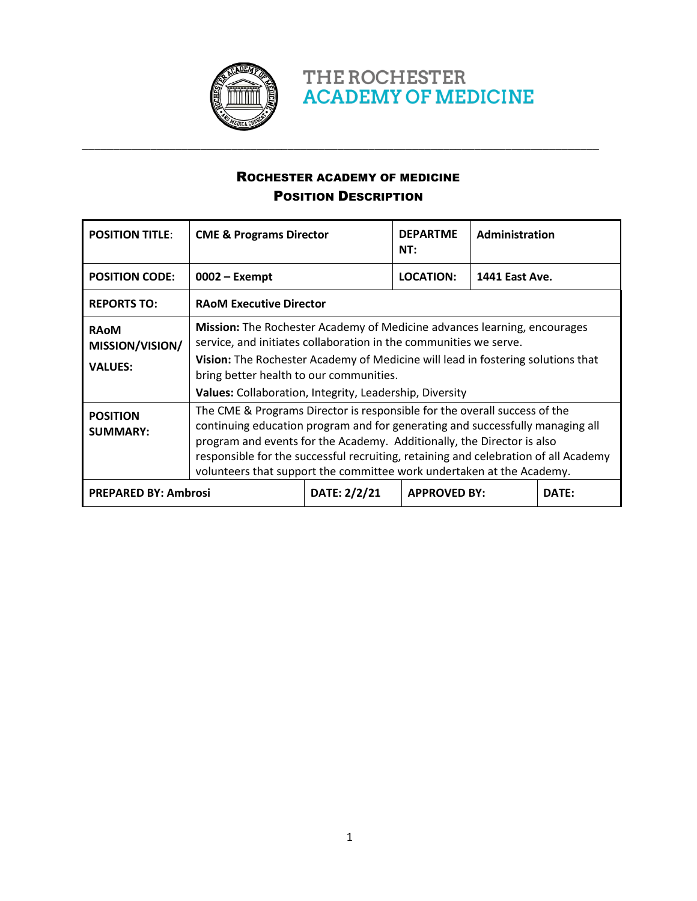# THE ROCHESTER ACADEMY OF MEDICINE

---

## Rochester Academy of Medicine
## Position Description

| POSITION TITLE: | CME & Programs Director | DEPARTMENT: | Administration |
|---|---|---|---|
| POSITION CODE: | 0002 – Exempt | LOCATION: | 1441 East Ave. |
| REPORTS TO: | RAoM Executive Director | | |
| RAoM MISSION/VISION/VALUES: | **Mission:** The Rochester Academy of Medicine advances learning, encourages service, and initiates collaboration in the communities we serve. **Vision:** The Rochester Academy of Medicine will lead in fostering solutions that bring better health to our communities. **Values:** Collaboration, Integrity, Leadership, Diversity | | |
| POSITION SUMMARY: | The CME & Programs Director is responsible for the overall success of the continuing education program and for generating and successfully managing all program and events for the Academy. Additionally, the Director is also responsible for the successful recruiting, retaining and celebration of all Academy volunteers that support the committee work undertaken at the Academy. | | |
| PREPARED BY: Ambrosi | DATE: 2/2/21 | APPROVED BY: | DATE: |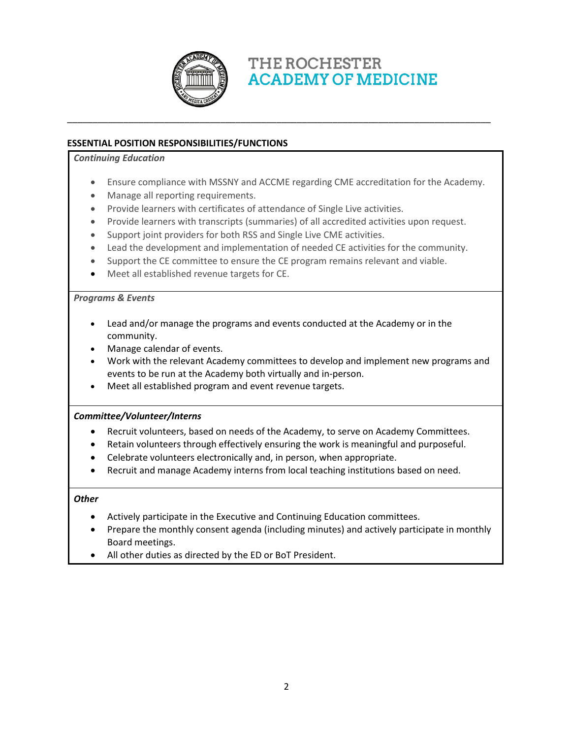## ESSENTIAL POSITION RESPONSIBILITIES/FUNCTIONS

***Continuing Education***

- Ensure compliance with MSSNY and ACCME regarding CME accreditation for the Academy.
- Manage all reporting requirements.
- Provide learners with certificates of attendance of Single Live activities.
- Provide learners with transcripts (summaries) of all accredited activities upon request.
- Support joint providers for both RSS and Single Live CME activities.
- Lead the development and implementation of needed CE activities for the community.
- Support the CE committee to ensure the CE program remains relevant and viable.
- Meet all established revenue targets for CE.

***Programs & Events***

- Lead and/or manage the programs and events conducted at the Academy or in the community.
- Manage calendar of events.
- Work with the relevant Academy committees to develop and implement new programs and events to be run at the Academy both virtually and in-person.
- Meet all established program and event revenue targets.

***Committee/Volunteer/Interns***

- Recruit volunteers, based on needs of the Academy, to serve on Academy Committees.
- Retain volunteers through effectively ensuring the work is meaningful and purposeful.
- Celebrate volunteers electronically and, in person, when appropriate.
- Recruit and manage Academy interns from local teaching institutions based on need.

***Other***

- Actively participate in the Executive and Continuing Education committees.
- Prepare the monthly consent agenda (including minutes) and actively participate in monthly Board meetings.
- All other duties as directed by the ED or BoT President.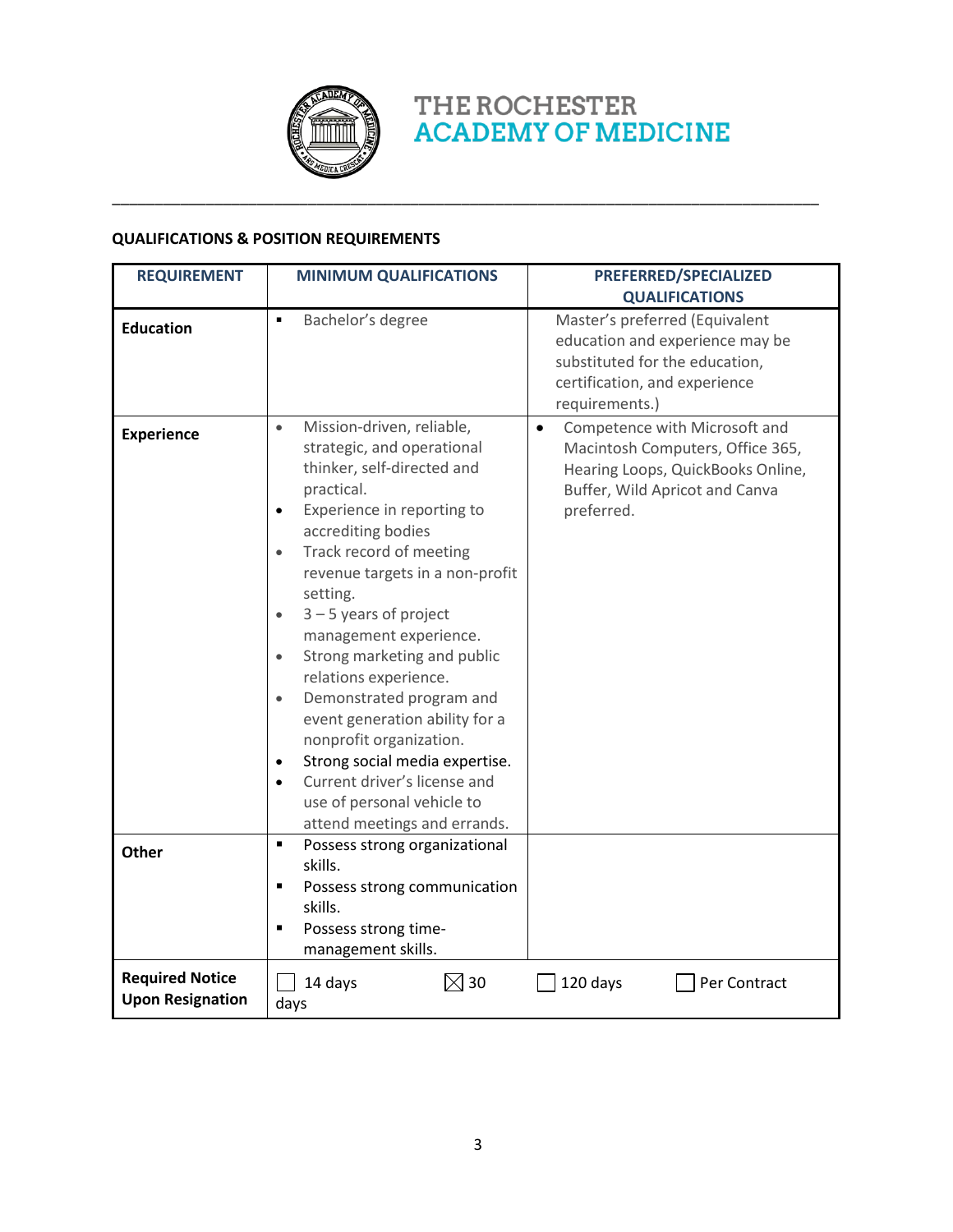# THE ROCHESTER ACADEMY OF MEDICINE

**QUALIFICATIONS & POSITION REQUIREMENTS**

| REQUIREMENT | MINIMUM QUALIFICATIONS | PREFERRED/SPECIALIZED QUALIFICATIONS |
|---|---|---|
| **Education** | ▪ Bachelor's degree | Master's preferred (Equivalent education and experience may be substituted for the education, certification, and experience requirements.) |
| **Experience** | • Mission-driven, reliable, strategic, and operational thinker, self-directed and practical.<br>• Experience in reporting to accrediting bodies<br>• Track record of meeting revenue targets in a non-profit setting.<br>• 3 – 5 years of project management experience.<br>• Strong marketing and public relations experience.<br>• Demonstrated program and event generation ability for a nonprofit organization.<br>• Strong social media expertise.<br>• Current driver's license and use of personal vehicle to attend meetings and errands. | • Competence with Microsoft and Macintosh Computers, Office 365, Hearing Loops, QuickBooks Online, Buffer, Wild Apricot and Canva preferred. |
| **Other** | ▪ Possess strong organizational skills.<br>▪ Possess strong communication skills.<br>▪ Possess strong time-management skills. | |
| **Required Notice Upon Resignation** | ☐ 14 days ☒ 30 days | ☐ 120 days ☐ Per Contract |